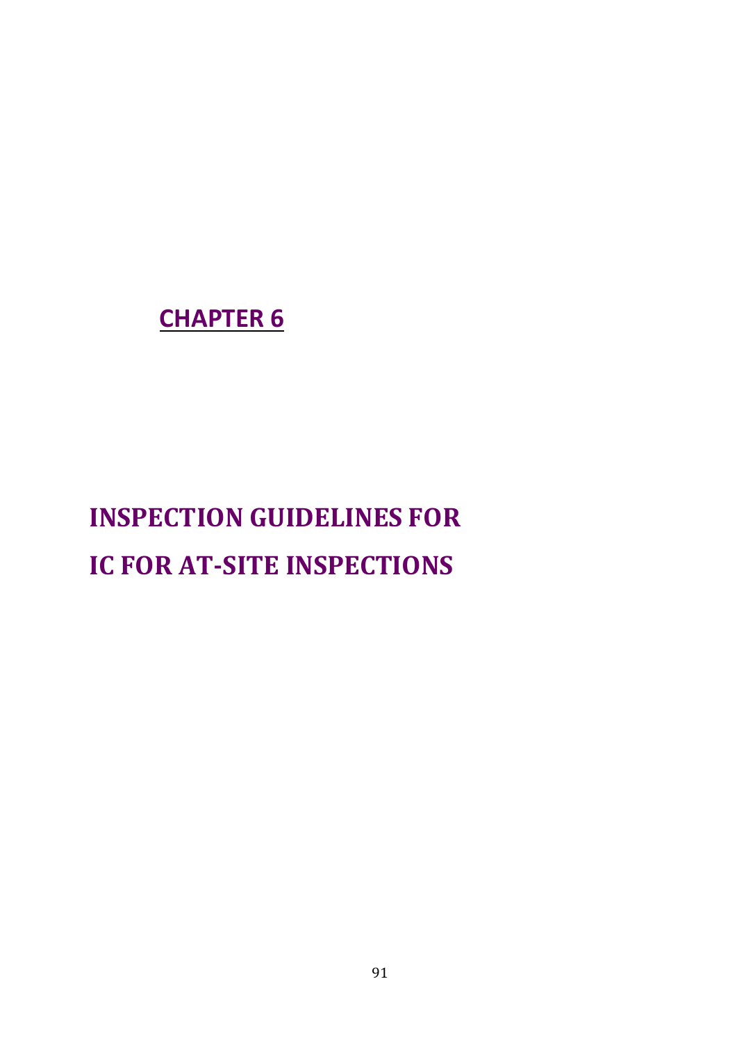**CHAPTER 6**

# INSPECTION GUIDELINES FOR IC FOR AT-SITE INSPECTIONS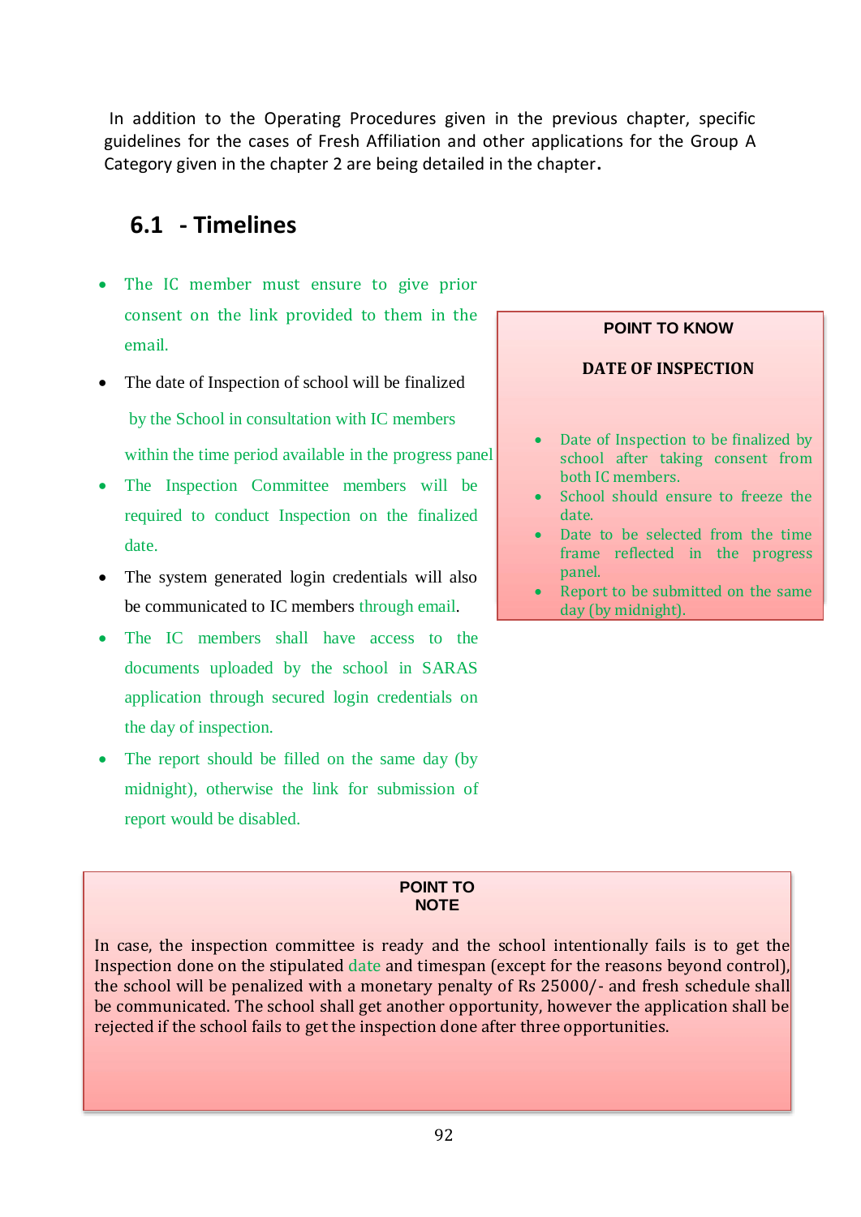In addition to the Operating Procedures given in the previous chapter, specific guidelines for the cases of Fresh Affiliation and other applications for the Group A Category given in the chapter 2 are being detailed in the chapter.

## 6.1 - Timelines

- The IC member must ensure to give prior consent on the link provided to them in the email.
- The date of Inspection of school will be finalized by the School in consultation with IC members within the time period available in the progress panel
- The Inspection Committee members will be required to conduct Inspection on the finalized date.
- The system generated login credentials will also be communicated to IC members through email.
- The IC members shall have access to the documents uploaded by the school in SARAS application through secured login credentials on the day of inspection.
- The report should be filled on the same day (by midnight), otherwise the link for submission of report would be disabled.

> **POINT TO KNOW**
>
> **DATE OF INSPECTION**
>
> - Date of Inspection to be finalized by school after taking consent from both IC members.
> - School should ensure to freeze the date.
> - Date to be selected from the time frame reflected in the progress panel.
> - Report to be submitted on the same day (by midnight).

> **POINT TO NOTE**
>
> In case, the inspection committee is ready and the school intentionally fails is to get the Inspection done on the stipulated date and timespan (except for the reasons beyond control), the school will be penalized with a monetary penalty of Rs 25000/- and fresh schedule shall be communicated. The school shall get another opportunity, however the application shall be rejected if the school fails to get the inspection done after three opportunities.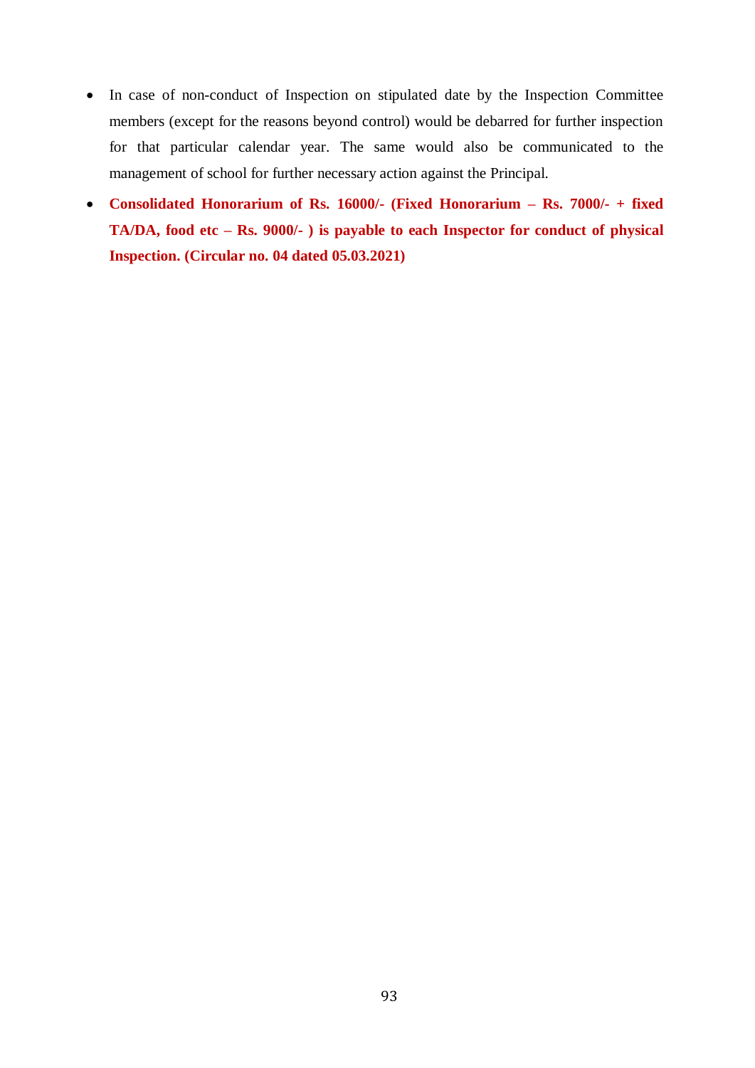- In case of non-conduct of Inspection on stipulated date by the Inspection Committee members (except for the reasons beyond control) would be debarred for further inspection for that particular calendar year. The same would also be communicated to the management of school for further necessary action against the Principal.
- **Consolidated Honorarium of Rs. 16000/- (Fixed Honorarium – Rs. 7000/- + fixed TA/DA, food etc – Rs. 9000/- ) is payable to each Inspector for conduct of physical Inspection. (Circular no. 04 dated 05.03.2021)**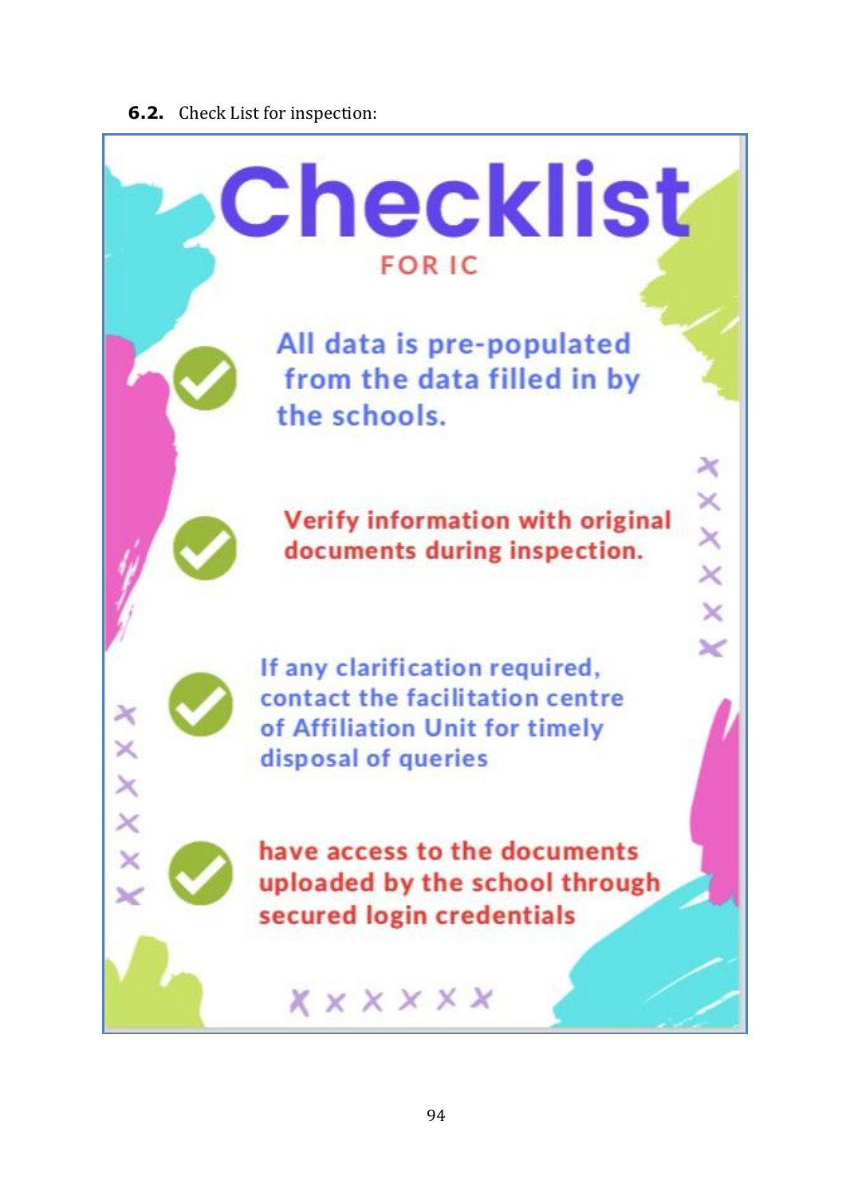**6.2.** Check List for inspection:

# Checklist

## FOR IC

- All data is pre-populated from the data filled in by the schools.
- Verify information with original documents during inspection.
- If any clarification required, contact the facilitation centre of Affiliation Unit for timely disposal of queries
- have access to the documents uploaded by the school through secured login credentials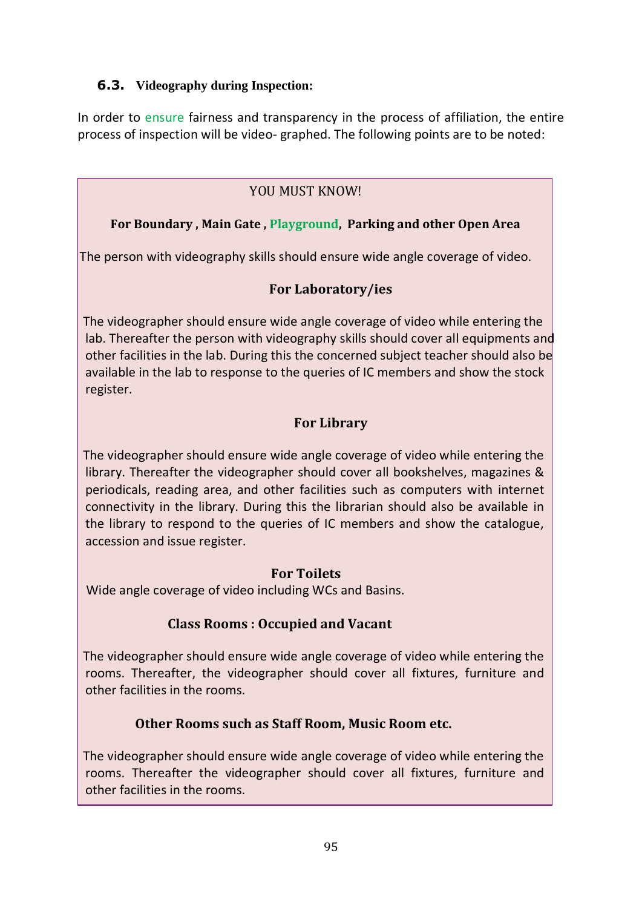### 6.3. Videography during Inspection:

In order to ensure fairness and transparency in the process of affiliation, the entire process of inspection will be video- graphed. The following points are to be noted:

YOU MUST KNOW!

**For Boundary , Main Gate , Playground, Parking and other Open Area**

The person with videography skills should ensure wide angle coverage of video.

**For Laboratory/ies**

The videographer should ensure wide angle coverage of video while entering the lab. Thereafter the person with videography skills should cover all equipments and other facilities in the lab. During this the concerned subject teacher should also be available in the lab to response to the queries of IC members and show the stock register.

**For Library**

The videographer should ensure wide angle coverage of video while entering the library. Thereafter the videographer should cover all bookshelves, magazines & periodicals, reading area, and other facilities such as computers with internet connectivity in the library. During this the librarian should also be available in the library to respond to the queries of IC members and show the catalogue, accession and issue register.

**For Toilets**

Wide angle coverage of video including WCs and Basins.

**Class Rooms : Occupied and Vacant**

The videographer should ensure wide angle coverage of video while entering the rooms. Thereafter, the videographer should cover all fixtures, furniture and other facilities in the rooms.

**Other Rooms such as Staff Room, Music Room etc.**

The videographer should ensure wide angle coverage of video while entering the rooms. Thereafter the videographer should cover all fixtures, furniture and other facilities in the rooms.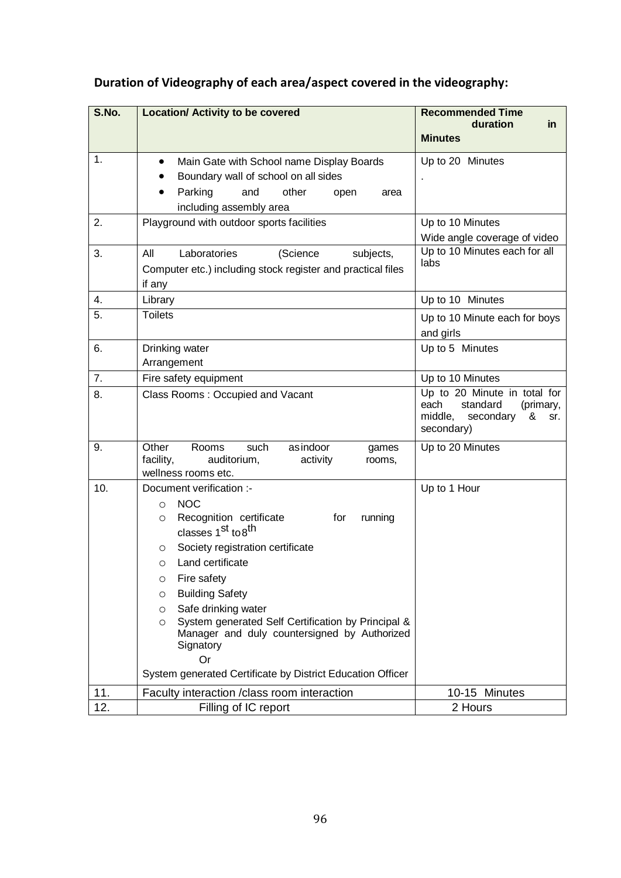**Duration of Videography of each area/aspect covered in the videography:**

| S.No. | Location/ Activity to be covered | Recommended Time duration in Minutes |
|---|---|---|
| 1. | • Main Gate with School name Display Boards<br>• Boundary wall of school on all sides<br>• Parking and other open area including assembly area | Up to 20 Minutes<br>. |
| 2. | Playground with outdoor sports facilities | Up to 10 Minutes<br>Wide angle coverage of video |
| 3. | All Laboratories (Science subjects, Computer etc.) including stock register and practical files if any | Up to 10 Minutes each for all labs |
| 4. | Library | Up to 10 Minutes |
| 5. | Toilets | Up to 10 Minute each for boys and girls |
| 6. | Drinking water Arrangement | Up to 5 Minutes |
| 7. | Fire safety equipment | Up to 10 Minutes |
| 8. | Class Rooms : Occupied and Vacant | Up to 20 Minute in total for each standard (primary, middle, secondary & sr. secondary) |
| 9. | Other Rooms such as indoor games facility, auditorium, activity rooms, wellness rooms etc. | Up to 20 Minutes |
| 10. | Document verification :-<br>○ NOC<br>○ Recognition certificate for running classes 1st to 8th<br>○ Society registration certificate<br>○ Land certificate<br>○ Fire safety<br>○ Building Safety<br>○ Safe drinking water<br>○ System generated Self Certification by Principal & Manager and duly countersigned by Authorized Signatory<br>Or<br>System generated Certificate by District Education Officer | Up to 1 Hour |
| 11. | Faculty interaction /class room interaction | 10-15 Minutes |
| 12. | Filling of IC report | 2 Hours |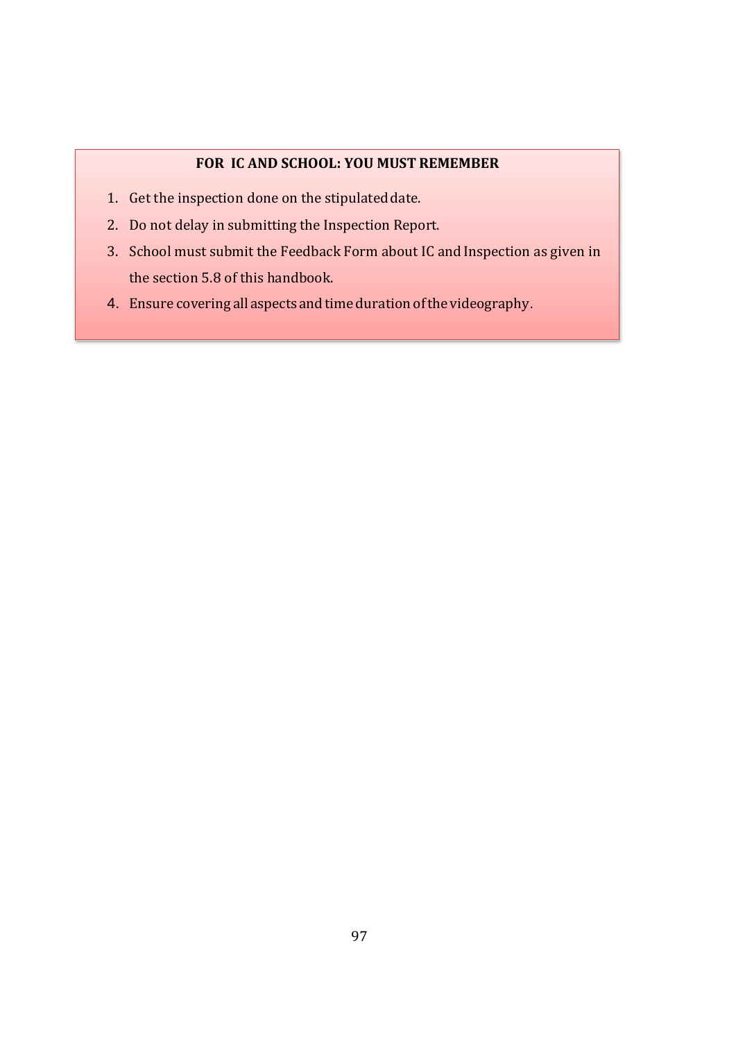**FOR IC AND SCHOOL: YOU MUST REMEMBER**

1. Get the inspection done on the stipulated date.
2. Do not delay in submitting the Inspection Report.
3. School must submit the Feedback Form about IC and Inspection as given in the section 5.8 of this handbook.
4. Ensure covering all aspects and time duration of the videography.